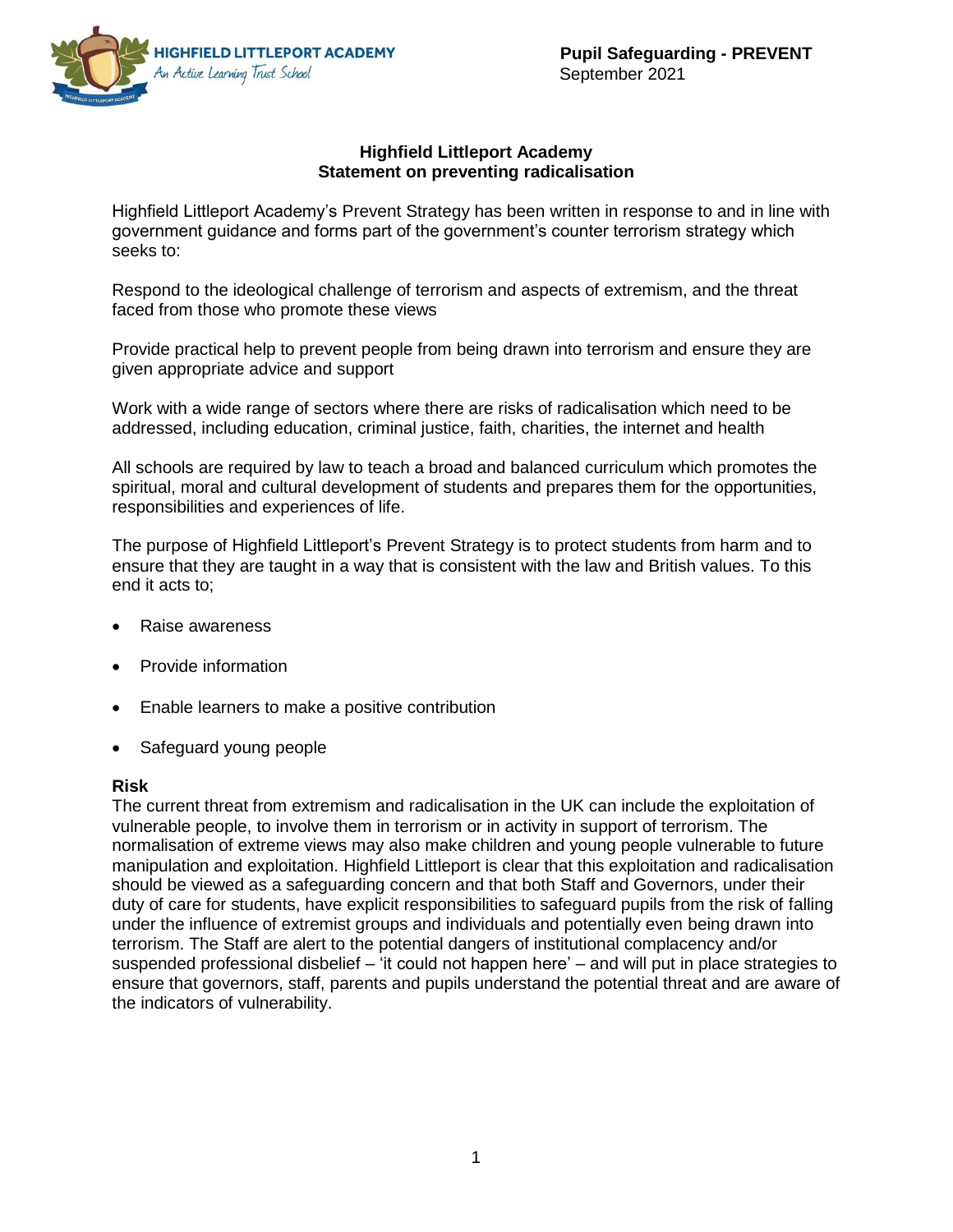**Pupil Safeguarding - PREVENT**
September 2021

## Highfield Littleport Academy
## Statement on preventing radicalisation

Highfield Littleport Academy's Prevent Strategy has been written in response to and in line with government guidance and forms part of the government's counter terrorism strategy which seeks to:

Respond to the ideological challenge of terrorism and aspects of extremism, and the threat faced from those who promote these views

Provide practical help to prevent people from being drawn into terrorism and ensure they are given appropriate advice and support

Work with a wide range of sectors where there are risks of radicalisation which need to be addressed, including education, criminal justice, faith, charities, the internet and health

All schools are required by law to teach a broad and balanced curriculum which promotes the spiritual, moral and cultural development of students and prepares them for the opportunities, responsibilities and experiences of life.

The purpose of Highfield Littleport's Prevent Strategy is to protect students from harm and to ensure that they are taught in a way that is consistent with the law and British values. To this end it acts to;

- Raise awareness
- Provide information
- Enable learners to make a positive contribution
- Safeguard young people

### Risk

The current threat from extremism and radicalisation in the UK can include the exploitation of vulnerable people, to involve them in terrorism or in activity in support of terrorism. The normalisation of extreme views may also make children and young people vulnerable to future manipulation and exploitation. Highfield Littleport is clear that this exploitation and radicalisation should be viewed as a safeguarding concern and that both Staff and Governors, under their duty of care for students, have explicit responsibilities to safeguard pupils from the risk of falling under the influence of extremist groups and individuals and potentially even being drawn into terrorism. The Staff are alert to the potential dangers of institutional complacency and/or suspended professional disbelief – 'it could not happen here' – and will put in place strategies to ensure that governors, staff, parents and pupils understand the potential threat and are aware of the indicators of vulnerability.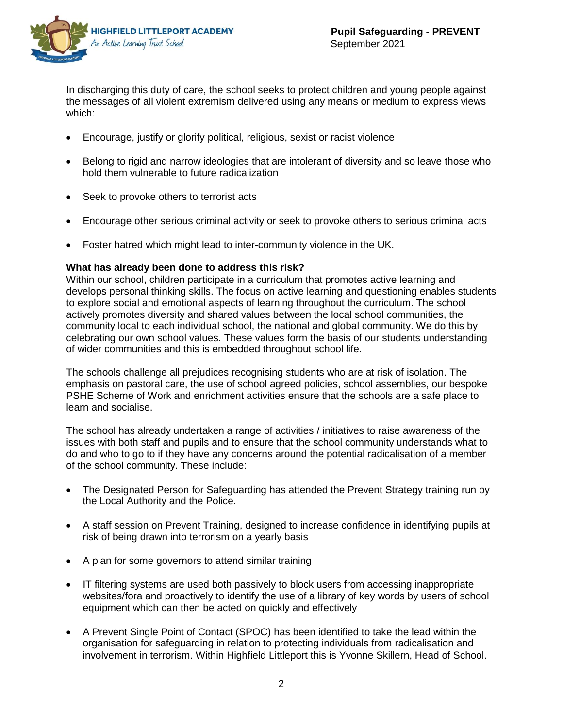In discharging this duty of care, the school seeks to protect children and young people against the messages of all violent extremism delivered using any means or medium to express views which:

- Encourage, justify or glorify political, religious, sexist or racist violence
- Belong to rigid and narrow ideologies that are intolerant of diversity and so leave those who hold them vulnerable to future radicalization
- Seek to provoke others to terrorist acts
- Encourage other serious criminal activity or seek to provoke others to serious criminal acts
- Foster hatred which might lead to inter-community violence in the UK.

**What has already been done to address this risk?**
Within our school, children participate in a curriculum that promotes active learning and develops personal thinking skills. The focus on active learning and questioning enables students to explore social and emotional aspects of learning throughout the curriculum. The school actively promotes diversity and shared values between the local school communities, the community local to each individual school, the national and global community. We do this by celebrating our own school values. These values form the basis of our students understanding of wider communities and this is embedded throughout school life.

The schools challenge all prejudices recognising students who are at risk of isolation. The emphasis on pastoral care, the use of school agreed policies, school assemblies, our bespoke PSHE Scheme of Work and enrichment activities ensure that the schools are a safe place to learn and socialise.

The school has already undertaken a range of activities / initiatives to raise awareness of the issues with both staff and pupils and to ensure that the school community understands what to do and who to go to if they have any concerns around the potential radicalisation of a member of the school community. These include:

- The Designated Person for Safeguarding has attended the Prevent Strategy training run by the Local Authority and the Police.
- A staff session on Prevent Training, designed to increase confidence in identifying pupils at risk of being drawn into terrorism on a yearly basis
- A plan for some governors to attend similar training
- IT filtering systems are used both passively to block users from accessing inappropriate websites/fora and proactively to identify the use of a library of key words by users of school equipment which can then be acted on quickly and effectively
- A Prevent Single Point of Contact (SPOC) has been identified to take the lead within the organisation for safeguarding in relation to protecting individuals from radicalisation and involvement in terrorism. Within Highfield Littleport this is Yvonne Skillern, Head of School.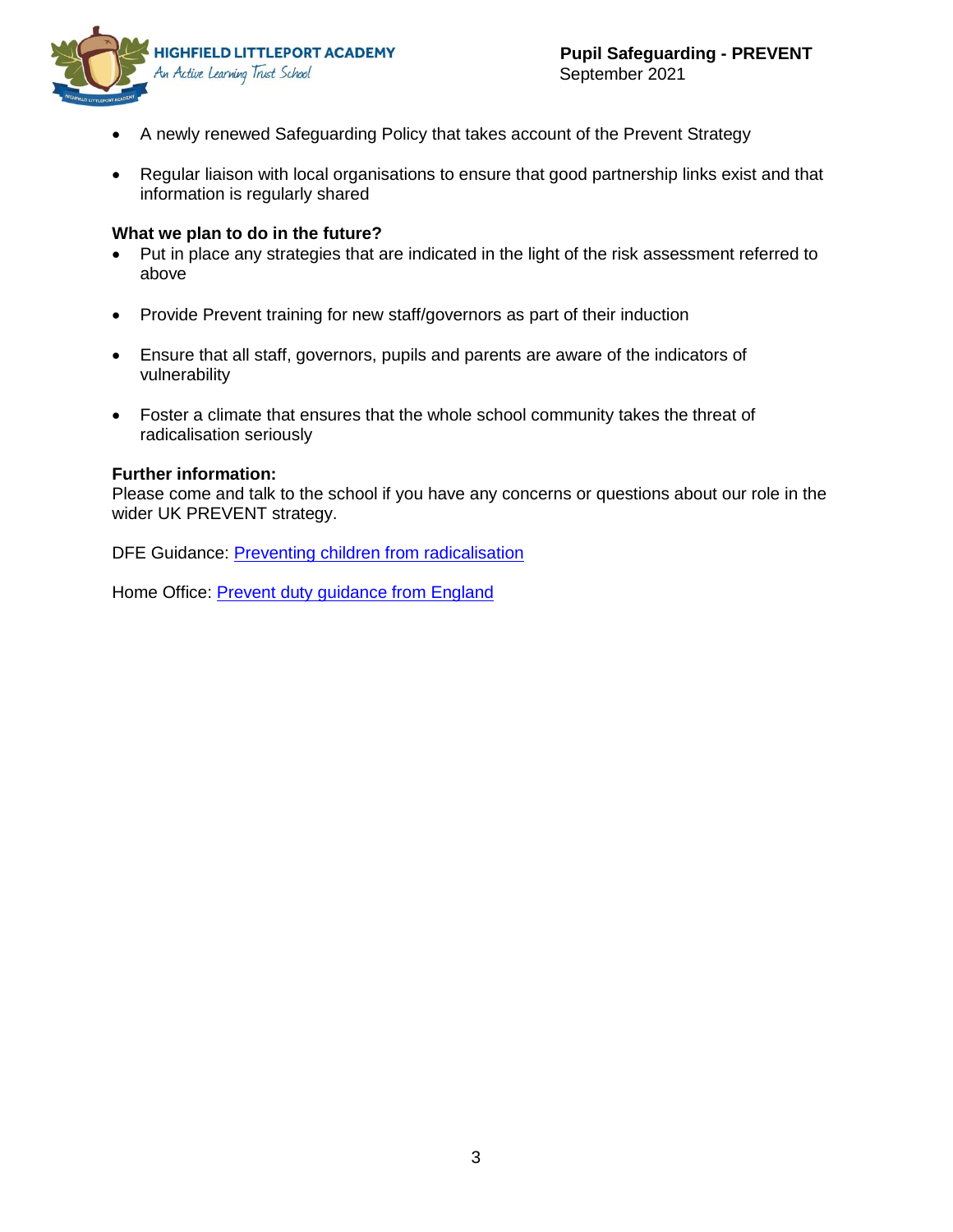- A newly renewed Safeguarding Policy that takes account of the Prevent Strategy
- Regular liaison with local organisations to ensure that good partnership links exist and that information is regularly shared

**What we plan to do in the future?**

- Put in place any strategies that are indicated in the light of the risk assessment referred to above
- Provide Prevent training for new staff/governors as part of their induction
- Ensure that all staff, governors, pupils and parents are aware of the indicators of vulnerability
- Foster a climate that ensures that the whole school community takes the threat of radicalisation seriously

**Further information:**

Please come and talk to the school if you have any concerns or questions about our role in the wider UK PREVENT strategy.

DFE Guidance: Preventing children from radicalisation

Home Office: Prevent duty guidance from England